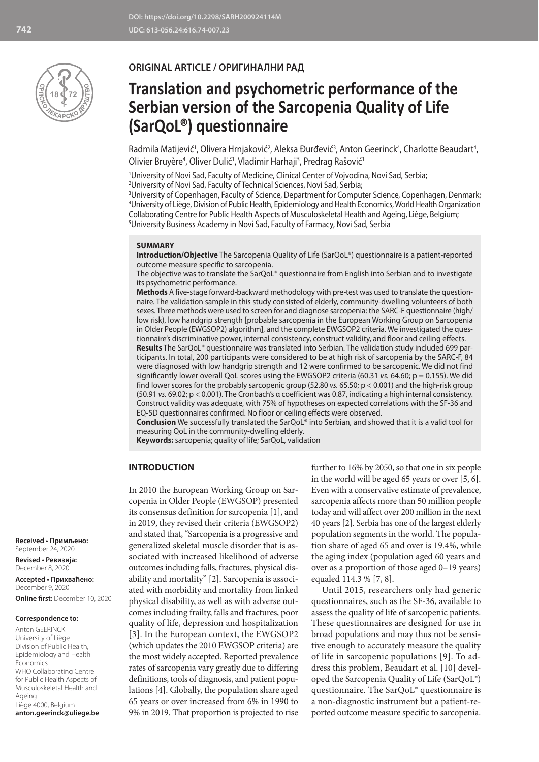DOI: https://doi.org/10.2298/SARH200924114M
UDC: 613-056.24:616.74-007.23

ORIGINAL ARTICLE / ОРИГИНАЛНИ РАД

# Translation and psychometric performance of the Serbian version of the Sarcopenia Quality of Life (SarQoL®) questionnaire

Radmila Matijević[1], Olivera Hrnjaković[2], Aleksa Đurđević[3], Anton Geerinck[4], Charlotte Beaudart[4], Olivier Bruyère[4], Oliver Dulić[1], Vladimir Harhaji[5], Predrag Rašović[1]

[1]University of Novi Sad, Faculty of Medicine, Clinical Center of Vojvodina, Novi Sad, Serbia;
[2]University of Novi Sad, Faculty of Technical Sciences, Novi Sad, Serbia;
[3]University of Copenhagen, Faculty of Science, Department for Computer Science, Copenhagen, Denmark;
[4]University of Liège, Division of Public Health, Epidemiology and Health Economics, World Health Organization Collaborating Centre for Public Health Aspects of Musculoskeletal Health and Ageing, Liège, Belgium;
[5]University Business Academy in Novi Sad, Faculty of Farmacy, Novi Sad, Serbia

## SUMMARY

**Introduction/Objective** The Sarcopenia Quality of Life (SarQoL®) questionnaire is a patient-reported outcome measure specific to sarcopenia.

The objective was to translate the SarQoL® questionnaire from English into Serbian and to investigate its psychometric performance.

**Methods** A five-stage forward-backward methodology with pre-test was used to translate the questionnaire. The validation sample in this study consisted of elderly, community-dwelling volunteers of both sexes. Three methods were used to screen for and diagnose sarcopenia: the SARC-F questionnaire (high/low risk), low handgrip strength [probable sarcopenia in the European Working Group on Sarcopenia in Older People (EWGSOP2) algorithm], and the complete EWGSOP2 criteria. We investigated the questionnaire's discriminative power, internal consistency, construct validity, and floor and ceiling effects.

**Results** The SarQoL® questionnaire was translated into Serbian. The validation study included 699 participants. In total, 200 participants were considered to be at high risk of sarcopenia by the SARC-F, 84 were diagnosed with low handgrip strength and 12 were confirmed to be sarcopenic. We did not find significantly lower overall QoL scores using the EWGSOP2 criteria (60.31 *vs.* 64.60; $p = 0.155$). We did find lower scores for the probably sarcopenic group (52.80 *vs.* 65.50; $p < 0.001$) and the high-risk group (50.91 *vs.* 69.02; $p < 0.001$). The Cronbach's α coefficient was 0.87, indicating a high internal consistency. Construct validity was adequate, with 75% of hypotheses on expected correlations with the SF-36 and EQ-5D questionnaires confirmed. No floor or ceiling effects were observed.

**Conclusion** We successfully translated the SarQoL® into Serbian, and showed that it is a valid tool for measuring QoL in the community-dwelling elderly.

**Keywords:** sarcopenia; quality of life; SarQoL, validation

**Received • Примљено:** September 24, 2020
**Revised • Ревизија:** December 8, 2020
**Accepted • Прихваћено:** December 9, 2020
**Online first:** December 10, 2020

**Correspondence to:**
Anton GEERINCK
University of Liège
Division of Public Health, Epidemiology and Health Economics
WHO Collaborating Centre for Public Health Aspects of Musculoskeletal Health and Ageing
Liège 4000, Belgium
**anton.geerinck@uliege.be**

## INTRODUCTION

In 2010 the European Working Group on Sarcopenia in Older People (EWGSOP) presented its consensus definition for sarcopenia [1], and in 2019, they revised their criteria (EWGSOP2) and stated that, "Sarcopenia is a progressive and generalized skeletal muscle disorder that is associated with increased likelihood of adverse outcomes including falls, fractures, physical disability and mortality" [2]. Sarcopenia is associated with morbidity and mortality from linked physical disability, as well as with adverse outcomes including frailty, falls and fractures, poor quality of life, depression and hospitalization [3]. In the European context, the EWGSOP2 (which updates the 2010 EWGSOP criteria) are the most widely accepted. Reported prevalence rates of sarcopenia vary greatly due to differing definitions, tools of diagnosis, and patient populations [4]. Globally, the population share aged 65 years or over increased from 6% in 1990 to 9% in 2019. That proportion is projected to rise further to 16% by 2050, so that one in six people in the world will be aged 65 years or over [5, 6]. Even with a conservative estimate of prevalence, sarcopenia affects more than 50 million people today and will affect over 200 million in the next 40 years [2]. Serbia has one of the largest elderly population segments in the world. The population share of aged 65 and over is 19.4%, while the aging index (population aged 60 years and over as a proportion of those aged 0–19 years) equaled 114.3 % [7, 8].

Until 2015, researchers only had generic questionnaires, such as the SF-36, available to assess the quality of life of sarcopenic patients. These questionnaires are designed for use in broad populations and may thus not be sensitive enough to accurately measure the quality of life in sarcopenic populations [9]. To address this problem, Beaudart et al. [10] developed the Sarcopenia Quality of Life (SarQoL®) questionnaire. The SarQoL® questionnaire is a non-diagnostic instrument but a patient-reported outcome measure specific to sarcopenia.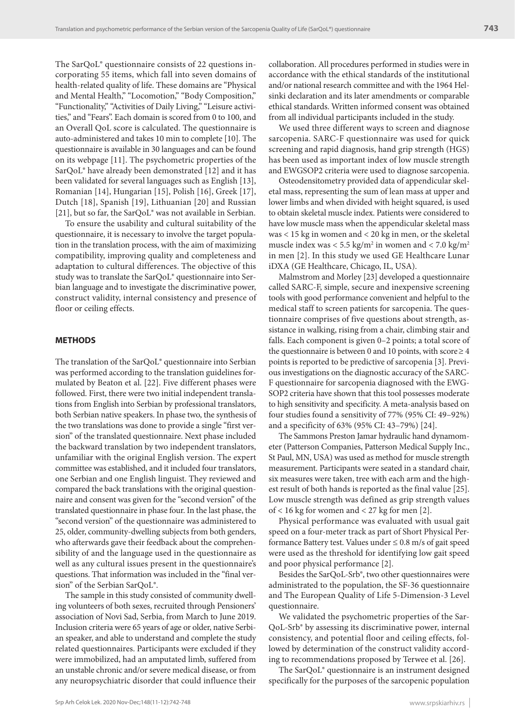The SarQoL® questionnaire consists of 22 questions incorporating 55 items, which fall into seven domains of health-related quality of life. These domains are "Physical and Mental Health," "Locomotion," "Body Composition," "Functionality," "Activities of Daily Living," "Leisure activities," and "Fears". Each domain is scored from 0 to 100, and an Overall QoL score is calculated. The questionnaire is auto-administered and takes 10 min to complete [10]. The questionnaire is available in 30 languages and can be found on its webpage [11]. The psychometric properties of the SarQoL® have already been demonstrated [12] and it has been validated for several languages such as English [13], Romanian [14], Hungarian [15], Polish [16], Greek [17], Dutch [18], Spanish [19], Lithuanian [20] and Russian [21], but so far, the SarQoL® was not available in Serbian.

To ensure the usability and cultural suitability of the questionnaire, it is necessary to involve the target population in the translation process, with the aim of maximizing compatibility, improving quality and completeness and adaptation to cultural differences. The objective of this study was to translate the SarQoL® questionnaire into Serbian language and to investigate the discriminative power, construct validity, internal consistency and presence of floor or ceiling effects.

## METHODS

The translation of the SarQoL® questionnaire into Serbian was performed according to the translation guidelines formulated by Beaton et al. [22]. Five different phases were followed. First, there were two initial independent translations from English into Serbian by professional translators, both Serbian native speakers. In phase two, the synthesis of the two translations was done to provide a single "first version" of the translated questionnaire. Next phase included the backward translation by two independent translators, unfamiliar with the original English version. The expert committee was established, and it included four translators, one Serbian and one English linguist. They reviewed and compared the back translations with the original questionnaire and consent was given for the "second version" of the translated questionnaire in phase four. In the last phase, the "second version" of the questionnaire was administered to 25, older, community-dwelling subjects from both genders, who afterwards gave their feedback about the comprehensibility of and the language used in the questionnaire as well as any cultural issues present in the questionnaire's questions. That information was included in the "final version" of the Serbian SarQoL®.

The sample in this study consisted of community dwelling volunteers of both sexes, recruited through Pensioners' association of Novi Sad, Serbia, from March to June 2019. Inclusion criteria were 65 years of age or older, native Serbian speaker, and able to understand and complete the study related questionnaires. Participants were excluded if they were immobilized, had an amputated limb, suffered from an unstable chronic and/or severe medical disease, or from any neuropsychiatric disorder that could influence their collaboration. All procedures performed in studies were in accordance with the ethical standards of the institutional and/or national research committee and with the 1964 Helsinki declaration and its later amendments or comparable ethical standards. Written informed consent was obtained from all individual participants included in the study.

We used three different ways to screen and diagnose sarcopenia. SARC-F questionnaire was used for quick screening and rapid diagnosis, hand grip strength (HGS) has been used as important index of low muscle strength and EWGSOP2 criteria were used to diagnose sarcopenia.

Osteodensitometry provided data of appendicular skeletal mass, representing the sum of lean mass at upper and lower limbs and when divided with height squared, is used to obtain skeletal muscle index. Patients were considered to have low muscle mass when the appendicular skeletal mass was < 15 kg in women and < 20 kg in men, or the skeletal muscle index was < 5.5 kg/m$^2$ in women and < 7.0 kg/m$^2$ in men [2]. In this study we used GE Healthcare Lunar iDXA (GE Healthcare, Chicago, IL, USA).

Malmstrom and Morley [23] developed a questionnaire called SARC-F, simple, secure and inexpensive screening tools with good performance convenient and helpful to the medical staff to screen patients for sarcopenia. The questionnaire comprises of five questions about strength, assistance in walking, rising from a chair, climbing stair and falls. Each component is given 0–2 points; a total score of the questionnaire is between 0 and 10 points, with score ≥ 4 points is reported to be predictive of sarcopenia [3]. Previous investigations on the diagnostic accuracy of the SARC-F questionnaire for sarcopenia diagnosed with the EWGSOP2 criteria have shown that this tool possesses moderate to high sensitivity and specificity. A meta-analysis based on four studies found a sensitivity of 77% (95% CI: 49–92%) and a specificity of 63% (95% CI: 43–79%) [24].

The Sammons Preston Jamar hydraulic hand dynamometer (Patterson Companies, Patterson Medical Supply Inc., St Paul, MN, USA) was used as method for muscle strength measurement. Participants were seated in a standard chair, six measures were taken, tree with each arm and the highest result of both hands is reported as the final value [25]. Low muscle strength was defined as grip strength values of < 16 kg for women and < 27 kg for men [2].

Physical performance was evaluated with usual gait speed on a four-meter track as part of Short Physical Performance Battery test. Values under ≤ 0.8 m/s of gait speed were used as the threshold for identifying low gait speed and poor physical performance [2].

Besides the SarQoL-Srb®, two other questionnaires were administrated to the population, the SF-36 questionnaire and The European Quality of Life 5-Dimension-3 Level questionnaire.

We validated the psychometric properties of the SarQoL-Srb® by assessing its discriminative power, internal consistency, and potential floor and ceiling effects, followed by determination of the construct validity according to recommendations proposed by Terwee et al. [26].

The SarQoL® questionnaire is an instrument designed specifically for the purposes of the sarcopenic population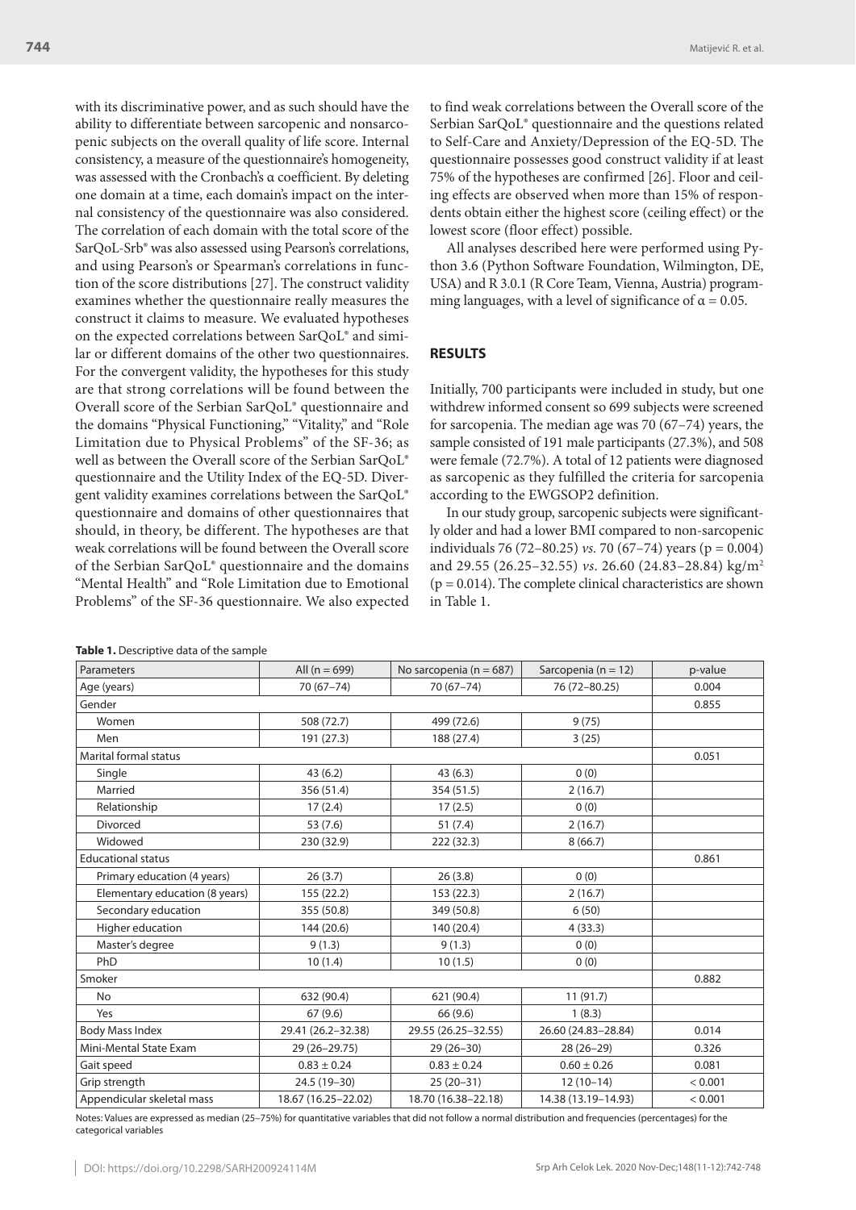with its discriminative power, and as such should have the ability to differentiate between sarcopenic and nonsarcopenic subjects on the overall quality of life score. Internal consistency, a measure of the questionnaire's homogeneity, was assessed with the Cronbach's α coefficient. By deleting one domain at a time, each domain's impact on the internal consistency of the questionnaire was also considered. The correlation of each domain with the total score of the SarQoL-Srb® was also assessed using Pearson's correlations, and using Pearson's or Spearman's correlations in function of the score distributions [27]. The construct validity examines whether the questionnaire really measures the construct it claims to measure. We evaluated hypotheses on the expected correlations between SarQoL® and similar or different domains of the other two questionnaires. For the convergent validity, the hypotheses for this study are that strong correlations will be found between the Overall score of the Serbian SarQoL® questionnaire and the domains "Physical Functioning," "Vitality," and "Role Limitation due to Physical Problems" of the SF-36; as well as between the Overall score of the Serbian SarQoL® questionnaire and the Utility Index of the EQ-5D. Divergent validity examines correlations between the SarQoL® questionnaire and domains of other questionnaires that should, in theory, be different. The hypotheses are that weak correlations will be found between the Overall score of the Serbian SarQoL® questionnaire and the domains "Mental Health" and "Role Limitation due to Emotional Problems" of the SF-36 questionnaire. We also expected to find weak correlations between the Overall score of the Serbian SarQoL® questionnaire and the questions related to Self-Care and Anxiety/Depression of the EQ-5D. The questionnaire possesses good construct validity if at least 75% of the hypotheses are confirmed [26]. Floor and ceiling effects are observed when more than 15% of respondents obtain either the highest score (ceiling effect) or the lowest score (floor effect) possible.

All analyses described here were performed using Python 3.6 (Python Software Foundation, Wilmington, DE, USA) and R 3.0.1 (R Core Team, Vienna, Austria) programming languages, with a level of significance of $\alpha = 0.05$.

## RESULTS

Initially, 700 participants were included in study, but one withdrew informed consent so 699 subjects were screened for sarcopenia. The median age was 70 (67–74) years, the sample consisted of 191 male participants (27.3%), and 508 were female (72.7%). A total of 12 patients were diagnosed as sarcopenic as they fulfilled the criteria for sarcopenia according to the EWGSOP2 definition.

In our study group, sarcopenic subjects were significantly older and had a lower BMI compared to non-sarcopenic individuals 76 (72–80.25) *vs.* 70 (67–74) years ($p = 0.004$) and 29.55 (26.25–32.55) *vs.* 26.60 (24.83–28.84) kg/m$^2$ ($p = 0.014$). The complete clinical characteristics are shown in Table 1.

**Table 1.** Descriptive data of the sample

| Parameters | All (n = 699) | No sarcopenia (n = 687) | Sarcopenia (n = 12) | p-value |
|---|---|---|---|---|
| Age (years) | 70 (67–74) | 70 (67–74) | 76 (72–80.25) | 0.004 |
| Gender | | | | 0.855 |
| Women | 508 (72.7) | 499 (72.6) | 9 (75) | |
| Men | 191 (27.3) | 188 (27.4) | 3 (25) | |
| Marital formal status | | | | 0.051 |
| Single | 43 (6.2) | 43 (6.3) | 0 (0) | |
| Married | 356 (51.4) | 354 (51.5) | 2 (16.7) | |
| Relationship | 17 (2.4) | 17 (2.5) | 0 (0) | |
| Divorced | 53 (7.6) | 51 (7.4) | 2 (16.7) | |
| Widowed | 230 (32.9) | 222 (32.3) | 8 (66.7) | |
| Educational status | | | | 0.861 |
| Primary education (4 years) | 26 (3.7) | 26 (3.8) | 0 (0) | |
| Elementary education (8 years) | 155 (22.2) | 153 (22.3) | 2 (16.7) | |
| Secondary education | 355 (50.8) | 349 (50.8) | 6 (50) | |
| Higher education | 144 (20.6) | 140 (20.4) | 4 (33.3) | |
| Master's degree | 9 (1.3) | 9 (1.3) | 0 (0) | |
| PhD | 10 (1.4) | 10 (1.5) | 0 (0) | |
| Smoker | | | | 0.882 |
| No | 632 (90.4) | 621 (90.4) | 11 (91.7) | |
| Yes | 67 (9.6) | 66 (9.6) | 1 (8.3) | |
| Body Mass Index | 29.41 (26.2–32.38) | 29.55 (26.25–32.55) | 26.60 (24.83–28.84) | 0.014 |
| Mini-Mental State Exam | 29 (26–29.75) | 29 (26–30) | 28 (26–29) | 0.326 |
| Gait speed | 0.83 ± 0.24 | 0.83 ± 0.24 | 0.60 ± 0.26 | 0.081 |
| Grip strength | 24.5 (19–30) | 25 (20–31) | 12 (10–14) | < 0.001 |
| Appendicular skeletal mass | 18.67 (16.25–22.02) | 18.70 (16.38–22.18) | 14.38 (13.19–14.93) | < 0.001 |

Notes: Values are expressed as median (25–75%) for quantitative variables that did not follow a normal distribution and frequencies (percentages) for the categorical variables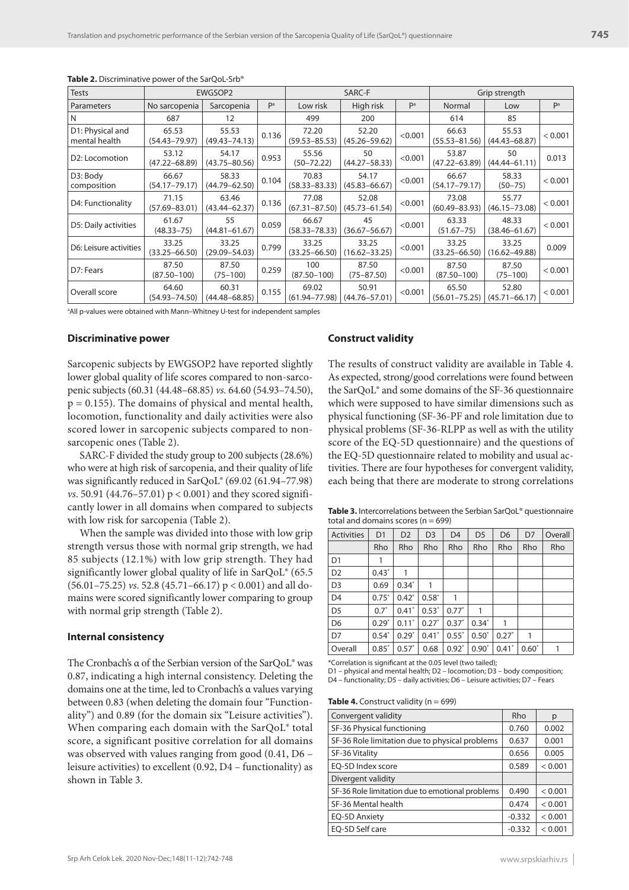**Table 2.** Discriminative power of the SarQoL-Srb®

| Tests | EWGSOP2 | | | SARC-F | | | Grip strength | | |
|---|---|---|---|---|---|---|---|---|---|
| Parameters | No sarcopenia | Sarcopenia | P[a] | Low risk | High risk | P[a] | Normal | Low | P[a] |
| N | 687 | 12 | | 499 | 200 | | 614 | 85 | |
| D1: Physical and mental health | 65.53 (54.43–79.97) | 55.53 (49.43–74.13) | 0.136 | 72.20 (59.53–85.53) | 52.20 (45.26–59.62) | <0.001 | 66.63 (55.53–81.56) | 55.53 (44.43–68.87) | < 0.001 |
| D2: Locomotion | 53.12 (47.22–68.89) | 54.17 (43.75–80.56) | 0.953 | 55.56 (50–72.22) | 50 (44.27–58.33) | <0.001 | 53.87 (47.22–63.89) | 50 (44.44–61.11) | 0.013 |
| D3: Body composition | 66.67 (54.17–79.17) | 58.33 (44.79–62.50) | 0.104 | 70.83 (58.33–83.33) | 54.17 (45.83–66.67) | <0.001 | 66.67 (54.17–79.17) | 58.33 (50–75) | < 0.001 |
| D4: Functionality | 71.15 (57.69–83.01) | 63.46 (43.44–62.37) | 0.136 | 77.08 (67.31–87.50) | 52.08 (45.73–61.54) | <0.001 | 73.08 (60.49–83.93) | 55.77 (46.15–73.08) | < 0.001 |
| D5: Daily activities | 61.67 (48.33–75) | 55 (44.81–61.67) | 0.059 | 66.67 (58.33–78.33) | 45 (36.67–56.67) | <0.001 | 63.33 (51.67–75) | 48.33 (38.46–61.67) | < 0.001 |
| D6: Leisure activities | 33.25 (33.25–66.50) | 33.25 (29.09–54.03) | 0.799 | 33.25 (33.25–66.50) | 33.25 (16.62–33.25) | <0.001 | 33.25 (33.25–66.50) | 33.25 (16.62–49.88) | 0.009 |
| D7: Fears | 87.50 (87.50–100) | 87.50 (75–100) | 0.259 | 100 (87.50–100) | 87.50 (75–87.50) | <0.001 | 87.50 (87.50–100) | 87.50 (75–100) | < 0.001 |
| Overall score | 64.60 (54.93–74.50) | 60.31 (44.48–68.85) | 0.155 | 69.02 (61.94–77.98) | 50.91 (44.76–57.01) | <0.001 | 65.50 (56.01–75.25) | 52.80 (45.71–66.17) | < 0.001 |

[a]All p-values were obtained with Mann–Whitney U-test for independent samples

### Discriminative power

Sarcopenic subjects by EWGSOP2 have reported slightly lower global quality of life scores compared to non-sarcopenic subjects (60.31 (44.48–68.85) *vs.* 64.60 (54.93–74.50), p = 0.155). The domains of physical and mental health, locomotion, functionality and daily activities were also scored lower in sarcopenic subjects compared to non-sarcopenic ones (Table 2).

SARC-F divided the study group to 200 subjects (28.6%) who were at high risk of sarcopenia, and their quality of life was significantly reduced in SarQoL® (69.02 (61.94–77.98) *vs.* 50.91 (44.76–57.01) p < 0.001) and they scored significantly lower in all domains when compared to subjects with low risk for sarcopenia (Table 2).

When the sample was divided into those with low grip strength versus those with normal grip strength, we had 85 subjects (12.1%) with low grip strength. They had significantly lower global quality of life in SarQoL® (65.5 (56.01–75.25) *vs.* 52.8 (45.71–66.17) p < 0.001) and all domains were scored significantly lower comparing to group with normal grip strength (Table 2).

### Internal consistency

The Cronbach's α of the Serbian version of the SarQoL® was 0.87, indicating a high internal consistency. Deleting the domains one at the time, led to Cronbach's α values varying between 0.83 (when deleting the domain four "Functionality") and 0.89 (for the domain six "Leisure activities"). When comparing each domain with the SarQoL® total score, a significant positive correlation for all domains was observed with values ranging from good (0.41, D6 – leisure activities) to excellent (0.92, D4 – functionality) as shown in Table 3.

### Construct validity

The results of construct validity are available in Table 4. As expected, strong/good correlations were found between the SarQoL® and some domains of the SF-36 questionnaire which were supposed to have similar dimensions such as physical functioning (SF-36-PF and role limitation due to physical problems (SF-36-RLPP as well as with the utility score of the EQ-5D questionnaire) and the questions of the EQ-5D questionnaire related to mobility and usual activities. There are four hypotheses for convergent validity, each being that there are moderate to strong correlations

**Table 3.** Intercorrelations between the Serbian SarQoL® questionnaire total and domains scores (n = 699)

| Activities | D1 | D2 | D3 | D4 | D5 | D6 | D7 | Overall |
|---|---|---|---|---|---|---|---|---|
| | Rho | Rho | Rho | Rho | Rho | Rho | Rho | Rho |
| D1 | 1 | | | | | | | |
| D2 | 0.43* | 1 | | | | | | |
| D3 | 0.69 | 0.34* | 1 | | | | | |
| D4 | 0.75* | 0.42* | 0.58* | 1 | | | | |
| D5 | 0.7* | 0.41* | 0.53* | 0.77* | 1 | | | |
| D6 | 0.29* | 0.11* | 0.27* | 0.37* | 0.34* | 1 | | |
| D7 | 0.54* | 0.29* | 0.41* | 0.55* | 0.50* | 0.27* | 1 | |
| Overall | 0.85* | 0.57* | 0.68 | 0.92* | 0.90* | 0.41* | 0.60* | 1 |

*Correlation is significant at the 0.05 level (two tailed);
D1 – physical and mental health; D2 – locomotion; D3 – body composition; D4 – functionality; D5 – daily activities; D6 – Leisure activities; D7 – Fears

**Table 4.** Construct validity (n = 699)

| Convergent validity | Rho | p |
|---|---|---|
| SF-36 Physical functioning | 0.760 | 0.002 |
| SF-36 Role limitation due to physical problems | 0.637 | 0.001 |
| SF-36 Vitality | 0.656 | 0.005 |
| EQ-5D Index score | 0.589 | < 0.001 |
| Divergent validity | | |
| SF-36 Role limitation due to emotional problems | 0.490 | < 0.001 |
| SF-36 Mental health | 0.474 | < 0.001 |
| EQ-5D Anxiety | -0.332 | < 0.001 |
| EQ-5D Self care | -0.332 | < 0.001 |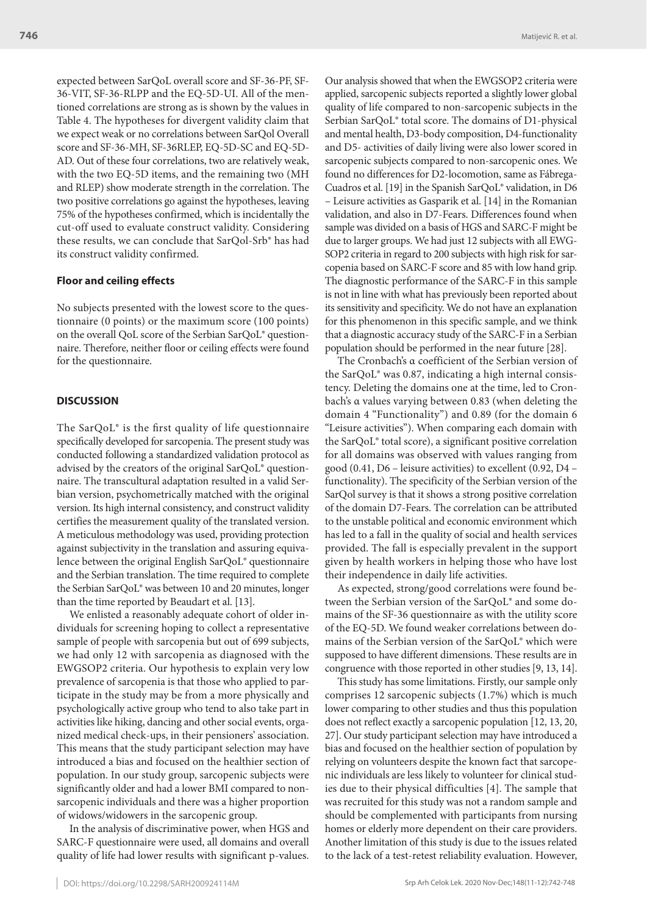expected between SarQoL overall score and SF-36-PF, SF-36-VIT, SF-36-RLPP and the EQ-5D-UI. All of the mentioned correlations are strong as is shown by the values in Table 4. The hypotheses for divergent validity claim that we expect weak or no correlations between SarQol Overall score and SF-36-MH, SF-36RLEP, EQ-5D-SC and EQ-5D-AD. Out of these four correlations, two are relatively weak, with the two EQ-5D items, and the remaining two (MH and RLEP) show moderate strength in the correlation. The two positive correlations go against the hypotheses, leaving 75% of the hypotheses confirmed, which is incidentally the cut-off used to evaluate construct validity. Considering these results, we can conclude that SarQol-Srb® has had its construct validity confirmed.

### Floor and ceiling effects

No subjects presented with the lowest score to the questionnaire (0 points) or the maximum score (100 points) on the overall QoL score of the Serbian SarQoL® questionnaire. Therefore, neither floor or ceiling effects were found for the questionnaire.

## DISCUSSION

The SarQoL® is the first quality of life questionnaire specifically developed for sarcopenia. The present study was conducted following a standardized validation protocol as advised by the creators of the original SarQoL® questionnaire. The transcultural adaptation resulted in a valid Serbian version, psychometrically matched with the original version. Its high internal consistency, and construct validity certifies the measurement quality of the translated version. A meticulous methodology was used, providing protection against subjectivity in the translation and assuring equivalence between the original English SarQoL® questionnaire and the Serbian translation. The time required to complete the Serbian SarQoL® was between 10 and 20 minutes, longer than the time reported by Beaudart et al. [13].

We enlisted a reasonably adequate cohort of older individuals for screening hoping to collect a representative sample of people with sarcopenia but out of 699 subjects, we had only 12 with sarcopenia as diagnosed with the EWGSOP2 criteria. Our hypothesis to explain very low prevalence of sarcopenia is that those who applied to participate in the study may be from a more physically and psychologically active group who tend to also take part in activities like hiking, dancing and other social events, organized medical check-ups, in their pensioners' association. This means that the study participant selection may have introduced a bias and focused on the healthier section of population. In our study group, sarcopenic subjects were significantly older and had a lower BMI compared to non-sarcopenic individuals and there was a higher proportion of widows/widowers in the sarcopenic group.

In the analysis of discriminative power, when HGS and SARC-F questionnaire were used, all domains and overall quality of life had lower results with significant p-values. Our analysis showed that when the EWGSOP2 criteria were applied, sarcopenic subjects reported a slightly lower global quality of life compared to non-sarcopenic subjects in the Serbian SarQoL® total score. The domains of D1-physical and mental health, D3-body composition, D4-functionality and D5- activities of daily living were also lower scored in sarcopenic subjects compared to non-sarcopenic ones. We found no differences for D2-locomotion, same as Fábrega-Cuadros et al. [19] in the Spanish SarQoL® validation, in D6 – Leisure activities as Gasparik et al. [14] in the Romanian validation, and also in D7-Fears. Differences found when sample was divided on a basis of HGS and SARC-F might be due to larger groups. We had just 12 subjects with all EWGSOP2 criteria in regard to 200 subjects with high risk for sarcopenia based on SARC-F score and 85 with low hand grip. The diagnostic performance of the SARC-F in this sample is not in line with what has previously been reported about its sensitivity and specificity. We do not have an explanation for this phenomenon in this specific sample, and we think that a diagnostic accuracy study of the SARC-F in a Serbian population should be performed in the near future [28].

The Cronbach's α coefficient of the Serbian version of the SarQoL® was 0.87, indicating a high internal consistency. Deleting the domains one at the time, led to Cronbach's α values varying between 0.83 (when deleting the domain 4 "Functionality") and 0.89 (for the domain 6 "Leisure activities"). When comparing each domain with the SarQoL® total score), a significant positive correlation for all domains was observed with values ranging from good (0.41, D6 – leisure activities) to excellent (0.92, D4 – functionality). The specificity of the Serbian version of the SarQol survey is that it shows a strong positive correlation of the domain D7-Fears. The correlation can be attributed to the unstable political and economic environment which has led to a fall in the quality of social and health services provided. The fall is especially prevalent in the support given by health workers in helping those who have lost their independence in daily life activities.

As expected, strong/good correlations were found between the Serbian version of the SarQoL® and some domains of the SF-36 questionnaire as with the utility score of the EQ-5D. We found weaker correlations between domains of the Serbian version of the SarQoL® which were supposed to have different dimensions. These results are in congruence with those reported in other studies [9, 13, 14].

This study has some limitations. Firstly, our sample only comprises 12 sarcopenic subjects (1.7%) which is much lower comparing to other studies and thus this population does not reflect exactly a sarcopenic population [12, 13, 20, 27]. Our study participant selection may have introduced a bias and focused on the healthier section of population by relying on volunteers despite the known fact that sarcopenic individuals are less likely to volunteer for clinical studies due to their physical difficulties [4]. The sample that was recruited for this study was not a random sample and should be complemented with participants from nursing homes or elderly more dependent on their care providers. Another limitation of this study is due to the issues related to the lack of a test-retest reliability evaluation. However,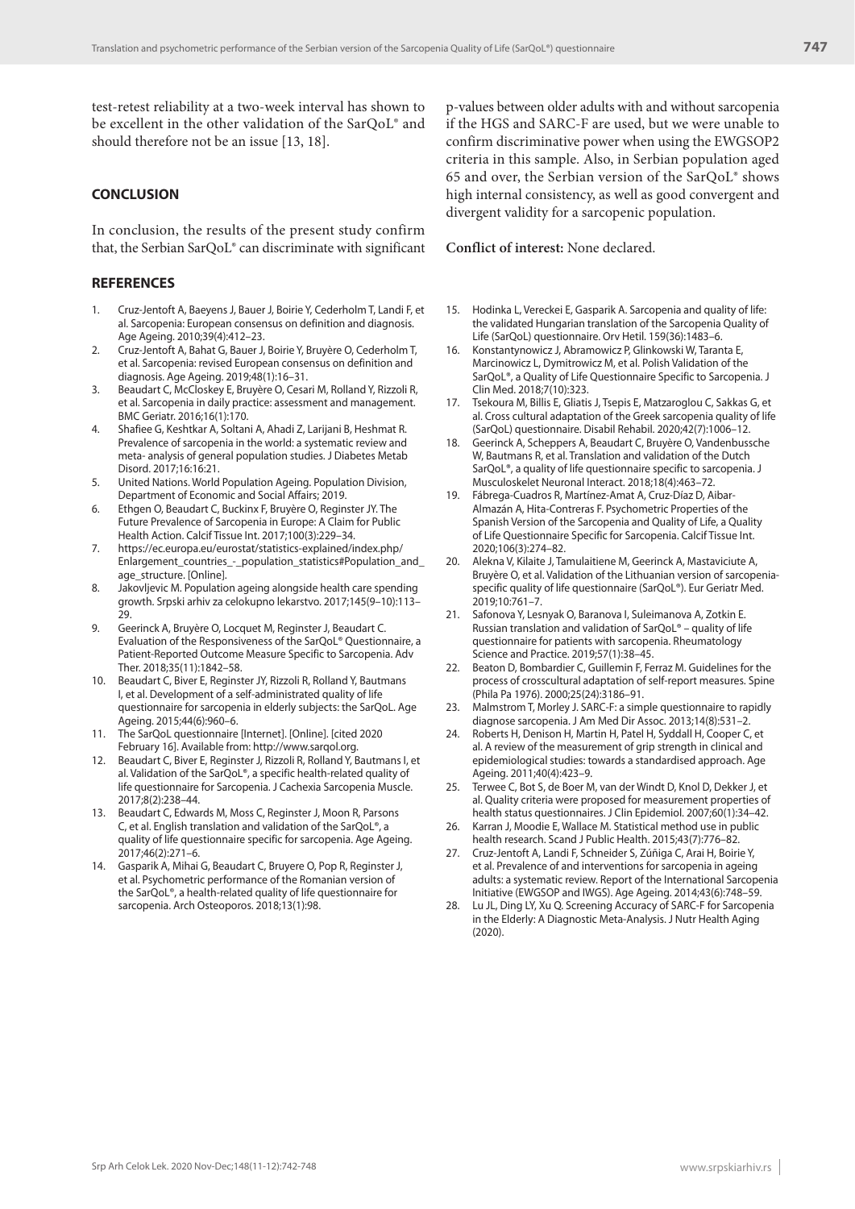test-retest reliability at a two-week interval has shown to be excellent in the other validation of the SarQoL® and should therefore not be an issue [13, 18].

## CONCLUSION

In conclusion, the results of the present study confirm that, the Serbian SarQoL® can discriminate with significant p-values between older adults with and without sarcopenia if the HGS and SARC-F are used, but we were unable to confirm discriminative power when using the EWGSOP2 criteria in this sample. Also, in Serbian population aged 65 and over, the Serbian version of the SarQoL® shows high internal consistency, as well as good convergent and divergent validity for a sarcopenic population.

**Conflict of interest:** None declared.

## REFERENCES

1. Cruz-Jentoft A, Baeyens J, Bauer J, Boirie Y, Cederholm T, Landi F, et al. Sarcopenia: European consensus on definition and diagnosis. Age Ageing. 2010;39(4):412–23.
2. Cruz-Jentoft A, Bahat G, Bauer J, Boirie Y, Bruyère O, Cederholm T, et al. Sarcopenia: revised European consensus on definition and diagnosis. Age Ageing. 2019;48(1):16–31.
3. Beaudart C, McCloskey E, Bruyère O, Cesari M, Rolland Y, Rizzoli R, et al. Sarcopenia in daily practice: assessment and management. BMC Geriatr. 2016;16(1):170.
4. Shafiee G, Keshtkar A, Soltani A, Ahadi Z, Larijani B, Heshmat R. Prevalence of sarcopenia in the world: a systematic review and meta- analysis of general population studies. J Diabetes Metab Disord. 2017;16:16:21.
5. United Nations. World Population Ageing. Population Division, Department of Economic and Social Affairs; 2019.
6. Ethgen O, Beaudart C, Buckinx F, Bruyère O, Reginster JY. The Future Prevalence of Sarcopenia in Europe: A Claim for Public Health Action. Calcif Tissue Int. 2017;100(3):229–34.
7. https://ec.europa.eu/eurostat/statistics-explained/index.php/Enlargement_countries_-_population_statistics#Population_and_age_structure. [Online].
8. Jakovljevic M. Population ageing alongside health care spending growth. Srpski arhiv za celokupno lekarstvo. 2017;145(9–10):113–29.
9. Geerinck A, Bruyère O, Locquet M, Reginster J, Beaudart C. Evaluation of the Responsiveness of the SarQoL® Questionnaire, a Patient-Reported Outcome Measure Specific to Sarcopenia. Adv Ther. 2018;35(11):1842–58.
10. Beaudart C, Biver E, Reginster JY, Rizzoli R, Rolland Y, Bautmans I, et al. Development of a self-administrated quality of life questionnaire for sarcopenia in elderly subjects: the SarQoL. Age Ageing. 2015;44(6):960–6.
11. The SarQoL questionnaire [Internet]. [Online]. [cited 2020 February 16]. Available from: http://www.sarqol.org.
12. Beaudart C, Biver E, Reginster J, Rizzoli R, Rolland Y, Bautmans I, et al. Validation of the SarQoL®, a specific health-related quality of life questionnaire for Sarcopenia. J Cachexia Sarcopenia Muscle. 2017;8(2):238–44.
13. Beaudart C, Edwards M, Moss C, Reginster J, Moon R, Parsons C, et al. English translation and validation of the SarQoL®, a quality of life questionnaire specific for sarcopenia. Age Ageing. 2017;46(2):271–6.
14. Gasparik A, Mihai G, Beaudart C, Bruyere O, Pop R, Reginster J, et al. Psychometric performance of the Romanian version of the SarQoL®, a health-related quality of life questionnaire for sarcopenia. Arch Osteoporos. 2018;13(1):98.
15. Hodinka L, Vereckei E, Gasparik A. Sarcopenia and quality of life: the validated Hungarian translation of the Sarcopenia Quality of Life (SarQoL) questionnaire. Orv Hetil. 159(36):1483–6.
16. Konstantynowicz J, Abramowicz P, Glinkowski W, Taranta E, Marcinowicz L, Dymitrowicz M, et al. Polish Validation of the SarQoL®, a Quality of Life Questionnaire Specific to Sarcopenia. J Clin Med. 2018;7(10):323.
17. Tsekoura M, Billis E, Gliatis J, Tsepis E, Matzaroglou C, Sakkas G, et al. Cross cultural adaptation of the Greek sarcopenia quality of life (SarQoL) questionnaire. Disabil Rehabil. 2020;42(7):1006–12.
18. Geerinck A, Scheppers A, Beaudart C, Bruyère O, Vandenbussche W, Bautmans R, et al. Translation and validation of the Dutch SarQoL®, a quality of life questionnaire specific to sarcopenia. J Musculoskelet Neuronal Interact. 2018;18(4):463–72.
19. Fábrega-Cuadros R, Martínez-Amat A, Cruz-Díaz D, Aibar-Almazán A, Hita-Contreras F. Psychometric Properties of the Spanish Version of the Sarcopenia and Quality of Life, a Quality of Life Questionnaire Specific for Sarcopenia. Calcif Tissue Int. 2020;106(3):274–82.
20. Alekna V, Kilaite J, Tamulaitiene M, Geerinck A, Mastaviciute A, Bruyère O, et al. Validation of the Lithuanian version of sarcopenia-specific quality of life questionnaire (SarQoL®). Eur Geriatr Med. 2019;10:761–7.
21. Safonova Y, Lesnyak O, Baranova I, Suleimanova A, Zotkin E. Russian translation and validation of SarQoL® – quality of life questionnaire for patients with sarcopenia. Rheumatology Science and Practice. 2019;57(1):38–45.
22. Beaton D, Bombardier C, Guillemin F, Ferraz M. Guidelines for the process of crosscultural adaptation of self-report measures. Spine (Phila Pa 1976). 2000;25(24):3186–91.
23. Malmstrom T, Morley J. SARC-F: a simple questionnaire to rapidly diagnose sarcopenia. J Am Med Dir Assoc. 2013;14(8):531–2.
24. Roberts H, Denison H, Martin H, Patel H, Syddall H, Cooper C, et al. A review of the measurement of grip strength in clinical and epidemiological studies: towards a standardised approach. Age Ageing. 2011;40(4):423–9.
25. Terwee C, Bot S, de Boer M, van der Windt D, Knol D, Dekker J, et al. Quality criteria were proposed for measurement properties of health status questionnaires. J Clin Epidemiol. 2007;60(1):34–42.
26. Karran J, Moodie E, Wallace M. Statistical method use in public health research. Scand J Public Health. 2015;43(7):776–82.
27. Cruz-Jentoft A, Landi F, Schneider S, Zúñiga C, Arai H, Boirie Y, et al. Prevalence of and interventions for sarcopenia in ageing adults: a systematic review. Report of the International Sarcopenia Initiative (EWGSOP and IWGS). Age Ageing. 2014;43(6):748–59.
28. Lu JL, Ding LY, Xu Q. Screening Accuracy of SARC-F for Sarcopenia in the Elderly: A Diagnostic Meta-Analysis. J Nutr Health Aging (2020).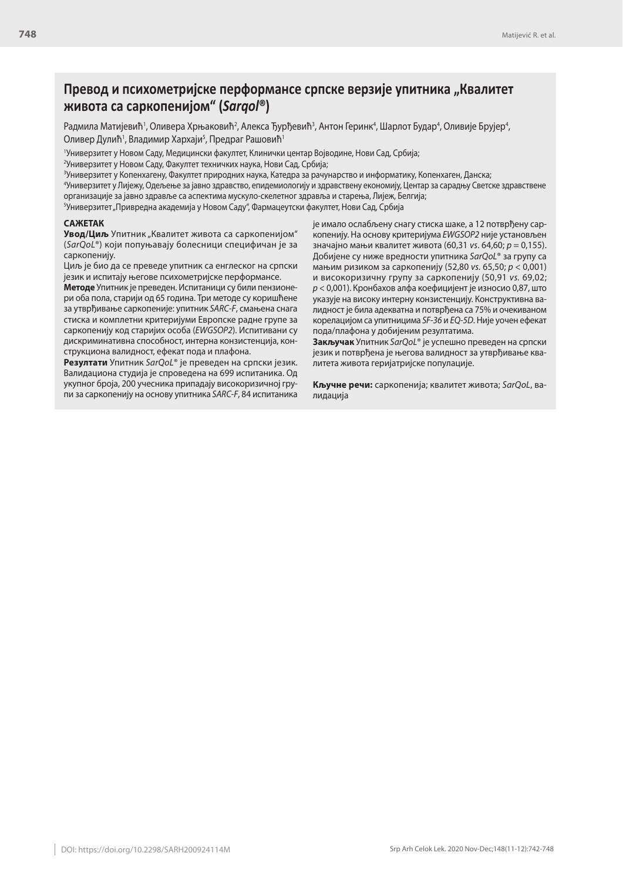# Превод и психометријске перформансе српске верзије упитника „Квалитет живота са саркопенијом“ (*Sarqol®*)

Радмила Матијевић[1], Оливера Хрњаковић[2], Алекса Ђурђевић[3], Антон Геринк[4], Шарлот Будар[4], Оливије Брујер[4], Оливер Дулић[1], Владимир Хархаји[5], Предраг Рашовић[1]

[1]Универзитет у Новом Саду, Медицински факултет, Клинички центар Војводине, Нови Сад, Србија;
[2]Универзитет у Новом Саду, Факултет техничких наука, Нови Сад, Србија;
[3]Универзитет у Копенхагену, Факултет природних наука, Катедра за рачунарство и информатику, Копенхаген, Данска;
[4]Универзитет у Лијежу, Одељење за јавно здравство, епидемиологију и здравствену економију, Центар за сарадњу Светске здравствене организације за јавно здравље са аспектима мускуло-скелетног здравља и старења, Лијеж, Белгија;
[5]Универзитет „Привредна академија у Новом Саду“, Фармацеутски факултет, Нови Сад, Србија

## САЖЕТАК

**Увод/Циљ** Упитник „Квалитет живота са саркопенијом“ (*SarQoL®*) који попуњавају болесници специфичан је за саркопенију.

Циљ је био да се преведе упитник са енглеског на српски језик и испитају његове психометријске перформансе.

**Методе** Упитник је преведен. Испитаници су били пензионери оба пола, старији од 65 година. Три методе су коришћене за утврђивање саркопеније: упитник *SARC-F*, смањена снага стиска и комплетни критеријуми Европске радне групе за саркопенију код старијих особа (*EWGSOP2*). Испитивани су дискриминативна способност, интерна конзистенција, конструкциона валидност, ефекат пода и плафона.

**Резултати** Упитник *SarQoL®* је преведен на српски језик. Валидациона студија је спроведена на 699 испитаника. Од укупног броја, 200 учесника припадају високоризичној групи за саркопенију на основу упитника *SARC-F*, 84 испитаника је имало ослабљену снагу стиска шаке, а 12 потврђену саркопенију. На основу критеријума *EWGSOP2* није установљен значајно мањи квалитет живота (60,31 *vs.* 64,60; $p = 0,155$). Добијене су ниже вредности упитника *SarQoL®* за групу са мањим ризиком за саркопенију (52,80 *vs.* 65,50; $p < 0,001$) и високоризичну групу за саркопенију (50,91 *vs.* 69,02; $p < 0,001$). Кронбахов алфа коефицијент је износио 0,87, што указује на високу интерну конзистенцију. Конструктивна валидност је била адекватна и потврђена са 75% и очекиваном корелацијом са упитницима *SF-36* и *EQ-5D*. Није уочен ефекат пода/плафона у добијеним резултатима.

**Закључак** Упитник *SarQoL®* је успешно преведен на српски језик и потврђена је његова валидност за утврђивање квалитета живота геријатријске популације.

**Кључне речи:** саркопенија; квалитет живота; *SarQoL*, валидација

DOI: https://doi.org/10.2298/SARH200924114M